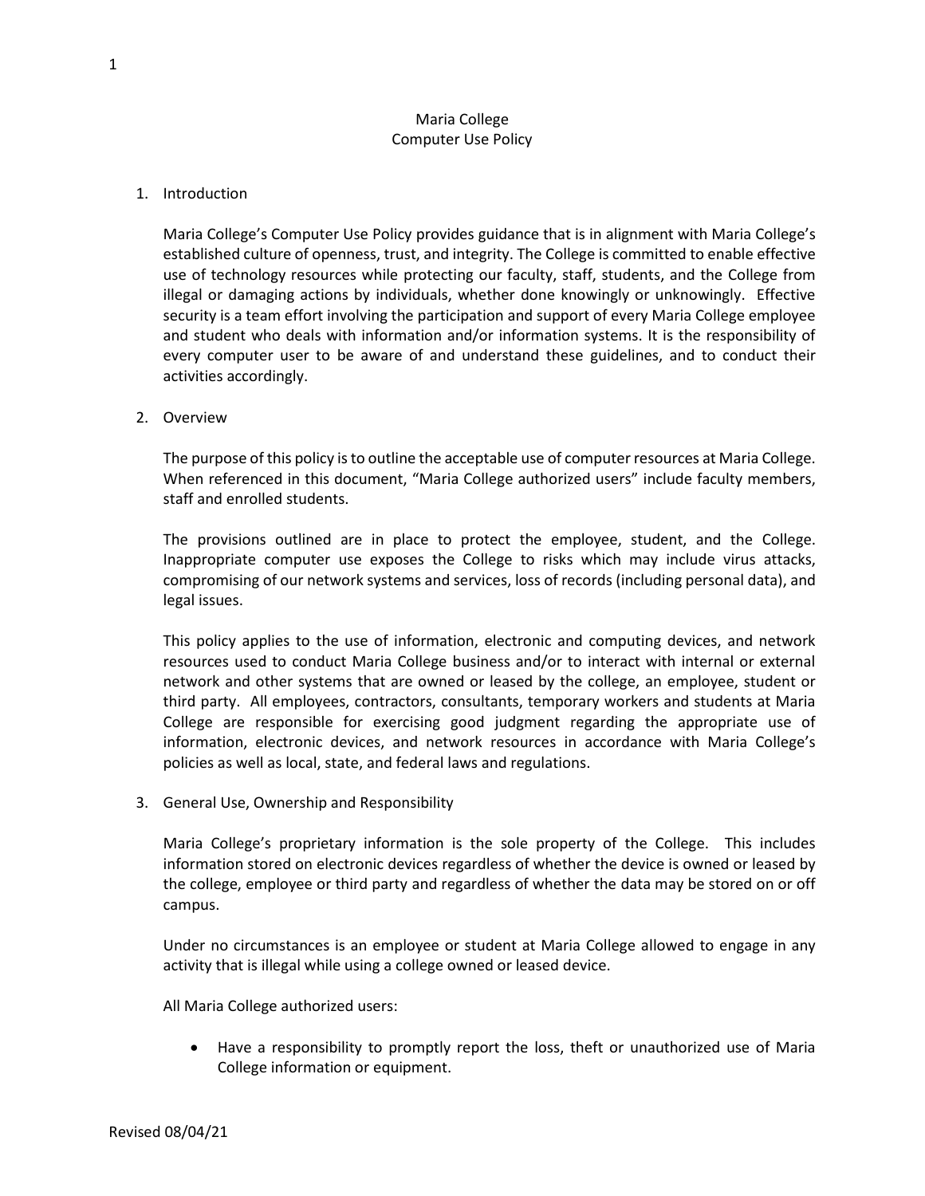# Maria College
# Computer Use Policy

1. Introduction

   Maria College's Computer Use Policy provides guidance that is in alignment with Maria College's established culture of openness, trust, and integrity. The College is committed to enable effective use of technology resources while protecting our faculty, staff, students, and the College from illegal or damaging actions by individuals, whether done knowingly or unknowingly. Effective security is a team effort involving the participation and support of every Maria College employee and student who deals with information and/or information systems. It is the responsibility of every computer user to be aware of and understand these guidelines, and to conduct their activities accordingly.

2. Overview

   The purpose of this policy is to outline the acceptable use of computer resources at Maria College. When referenced in this document, "Maria College authorized users" include faculty members, staff and enrolled students.

   The provisions outlined are in place to protect the employee, student, and the College. Inappropriate computer use exposes the College to risks which may include virus attacks, compromising of our network systems and services, loss of records (including personal data), and legal issues.

   This policy applies to the use of information, electronic and computing devices, and network resources used to conduct Maria College business and/or to interact with internal or external network and other systems that are owned or leased by the college, an employee, student or third party. All employees, contractors, consultants, temporary workers and students at Maria College are responsible for exercising good judgment regarding the appropriate use of information, electronic devices, and network resources in accordance with Maria College's policies as well as local, state, and federal laws and regulations.

3. General Use, Ownership and Responsibility

   Maria College's proprietary information is the sole property of the College. This includes information stored on electronic devices regardless of whether the device is owned or leased by the college, employee or third party and regardless of whether the data may be stored on or off campus.

   Under no circumstances is an employee or student at Maria College allowed to engage in any activity that is illegal while using a college owned or leased device.

   All Maria College authorized users:

   - Have a responsibility to promptly report the loss, theft or unauthorized use of Maria College information or equipment.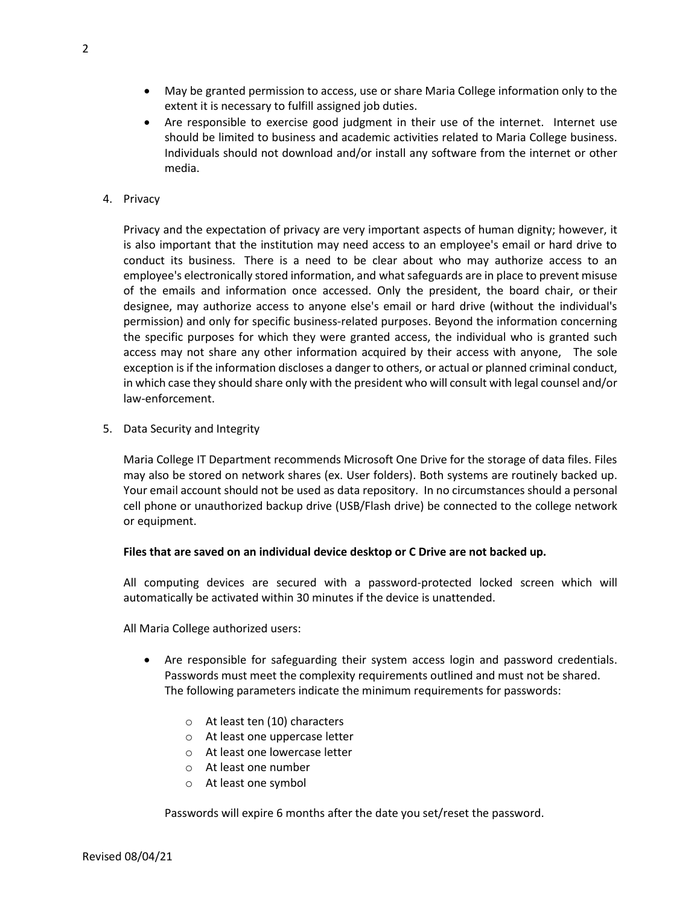- May be granted permission to access, use or share Maria College information only to the extent it is necessary to fulfill assigned job duties.
- Are responsible to exercise good judgment in their use of the internet. Internet use should be limited to business and academic activities related to Maria College business. Individuals should not download and/or install any software from the internet or other media.

4. Privacy

   Privacy and the expectation of privacy are very important aspects of human dignity; however, it is also important that the institution may need access to an employee's email or hard drive to conduct its business. There is a need to be clear about who may authorize access to an employee's electronically stored information, and what safeguards are in place to prevent misuse of the emails and information once accessed. Only the president, the board chair, or their designee, may authorize access to anyone else's email or hard drive (without the individual's permission) and only for specific business-related purposes. Beyond the information concerning the specific purposes for which they were granted access, the individual who is granted such access may not share any other information acquired by their access with anyone, The sole exception is if the information discloses a danger to others, or actual or planned criminal conduct, in which case they should share only with the president who will consult with legal counsel and/or law-enforcement.

5. Data Security and Integrity

   Maria College IT Department recommends Microsoft One Drive for the storage of data files. Files may also be stored on network shares (ex. User folders). Both systems are routinely backed up. Your email account should not be used as data repository. In no circumstances should a personal cell phone or unauthorized backup drive (USB/Flash drive) be connected to the college network or equipment.

   **Files that are saved on an individual device desktop or C Drive are not backed up.**

   All computing devices are secured with a password-protected locked screen which will automatically be activated within 30 minutes if the device is unattended.

   All Maria College authorized users:

   - Are responsible for safeguarding their system access login and password credentials. Passwords must meet the complexity requirements outlined and must not be shared. The following parameters indicate the minimum requirements for passwords:
     - At least ten (10) characters
     - At least one uppercase letter
     - At least one lowercase letter
     - At least one number
     - At least one symbol

     Passwords will expire 6 months after the date you set/reset the password.

Revised 08/04/21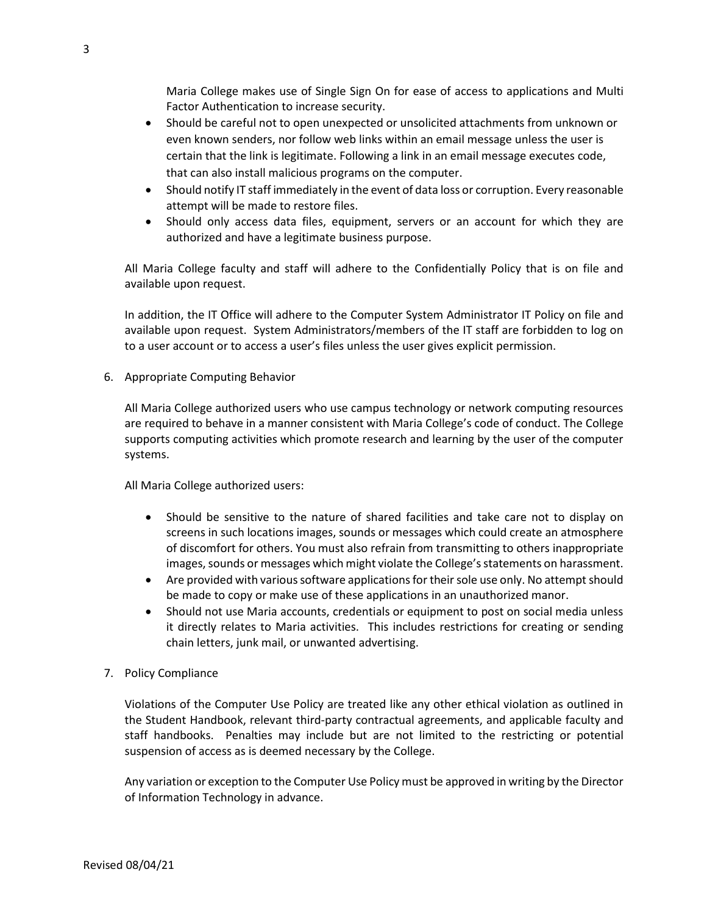Maria College makes use of Single Sign On for ease of access to applications and Multi Factor Authentication to increase security.

- Should be careful not to open unexpected or unsolicited attachments from unknown or even known senders, nor follow web links within an email message unless the user is certain that the link is legitimate. Following a link in an email message executes code, that can also install malicious programs on the computer.
- Should notify IT staff immediately in the event of data loss or corruption. Every reasonable attempt will be made to restore files.
- Should only access data files, equipment, servers or an account for which they are authorized and have a legitimate business purpose.

All Maria College faculty and staff will adhere to the Confidentially Policy that is on file and available upon request.

In addition, the IT Office will adhere to the Computer System Administrator IT Policy on file and available upon request. System Administrators/members of the IT staff are forbidden to log on to a user account or to access a user's files unless the user gives explicit permission.

6. Appropriate Computing Behavior

All Maria College authorized users who use campus technology or network computing resources are required to behave in a manner consistent with Maria College's code of conduct. The College supports computing activities which promote research and learning by the user of the computer systems.

All Maria College authorized users:

- Should be sensitive to the nature of shared facilities and take care not to display on screens in such locations images, sounds or messages which could create an atmosphere of discomfort for others. You must also refrain from transmitting to others inappropriate images, sounds or messages which might violate the College's statements on harassment.
- Are provided with various software applications for their sole use only. No attempt should be made to copy or make use of these applications in an unauthorized manor.
- Should not use Maria accounts, credentials or equipment to post on social media unless it directly relates to Maria activities. This includes restrictions for creating or sending chain letters, junk mail, or unwanted advertising.

7. Policy Compliance

Violations of the Computer Use Policy are treated like any other ethical violation as outlined in the Student Handbook, relevant third-party contractual agreements, and applicable faculty and staff handbooks. Penalties may include but are not limited to the restricting or potential suspension of access as is deemed necessary by the College.

Any variation or exception to the Computer Use Policy must be approved in writing by the Director of Information Technology in advance.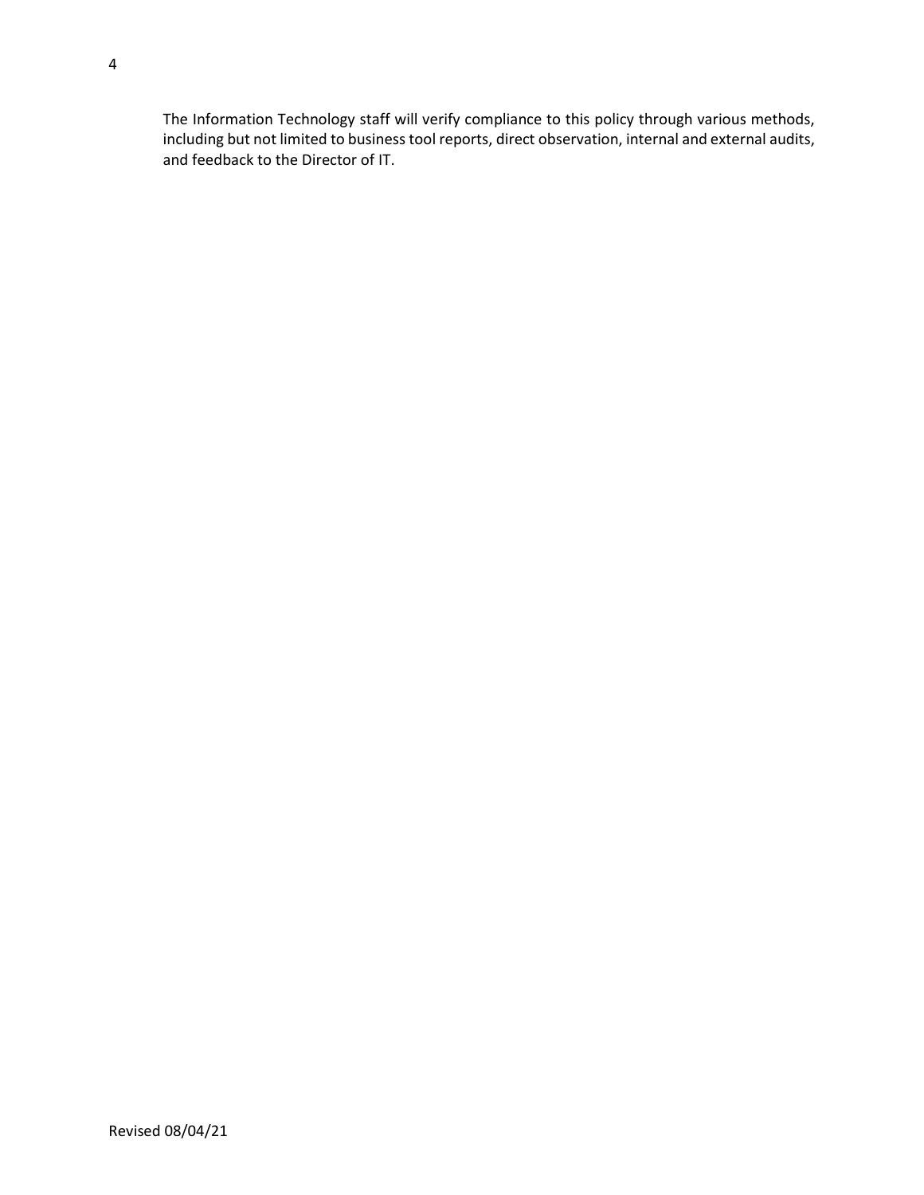The Information Technology staff will verify compliance to this policy through various methods, including but not limited to business tool reports, direct observation, internal and external audits, and feedback to the Director of IT.